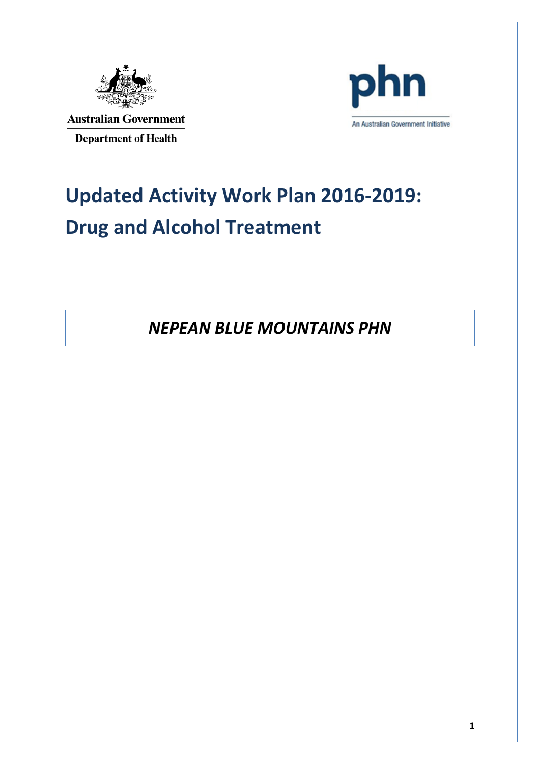Australian Government

Department of Health

phn

An Australian Government Initiative

# Updated Activity Work Plan 2016-2019: Drug and Alcohol Treatment

***NEPEAN BLUE MOUNTAINS PHN***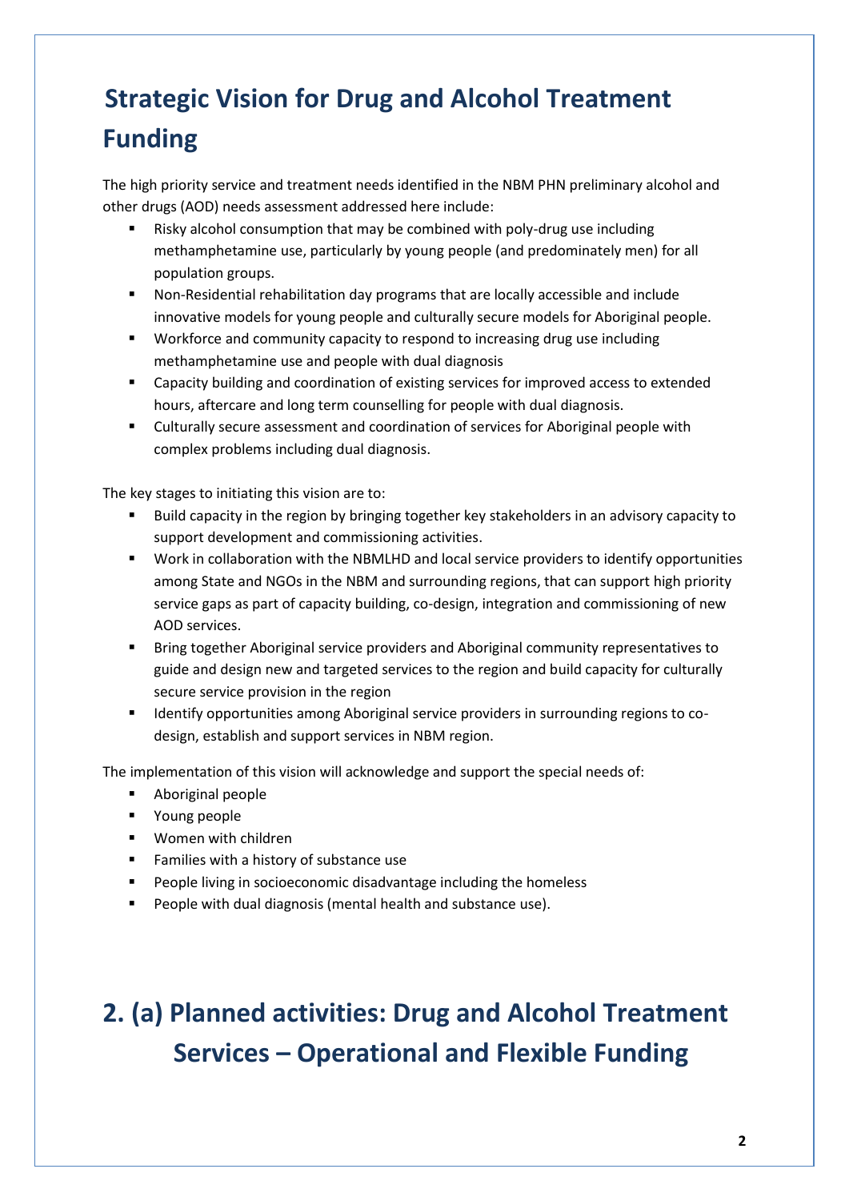# Strategic Vision for Drug and Alcohol Treatment Funding

The high priority service and treatment needs identified in the NBM PHN preliminary alcohol and other drugs (AOD) needs assessment addressed here include:

- Risky alcohol consumption that may be combined with poly-drug use including methamphetamine use, particularly by young people (and predominately men) for all population groups.
- Non-Residential rehabilitation day programs that are locally accessible and include innovative models for young people and culturally secure models for Aboriginal people.
- Workforce and community capacity to respond to increasing drug use including methamphetamine use and people with dual diagnosis
- Capacity building and coordination of existing services for improved access to extended hours, aftercare and long term counselling for people with dual diagnosis.
- Culturally secure assessment and coordination of services for Aboriginal people with complex problems including dual diagnosis.

The key stages to initiating this vision are to:

- Build capacity in the region by bringing together key stakeholders in an advisory capacity to support development and commissioning activities.
- Work in collaboration with the NBMLHD and local service providers to identify opportunities among State and NGOs in the NBM and surrounding regions, that can support high priority service gaps as part of capacity building, co-design, integration and commissioning of new AOD services.
- Bring together Aboriginal service providers and Aboriginal community representatives to guide and design new and targeted services to the region and build capacity for culturally secure service provision in the region
- Identify opportunities among Aboriginal service providers in surrounding regions to co-design, establish and support services in NBM region.

The implementation of this vision will acknowledge and support the special needs of:

- Aboriginal people
- Young people
- Women with children
- Families with a history of substance use
- People living in socioeconomic disadvantage including the homeless
- People with dual diagnosis (mental health and substance use).

# 2. (a) Planned activities: Drug and Alcohol Treatment Services – Operational and Flexible Funding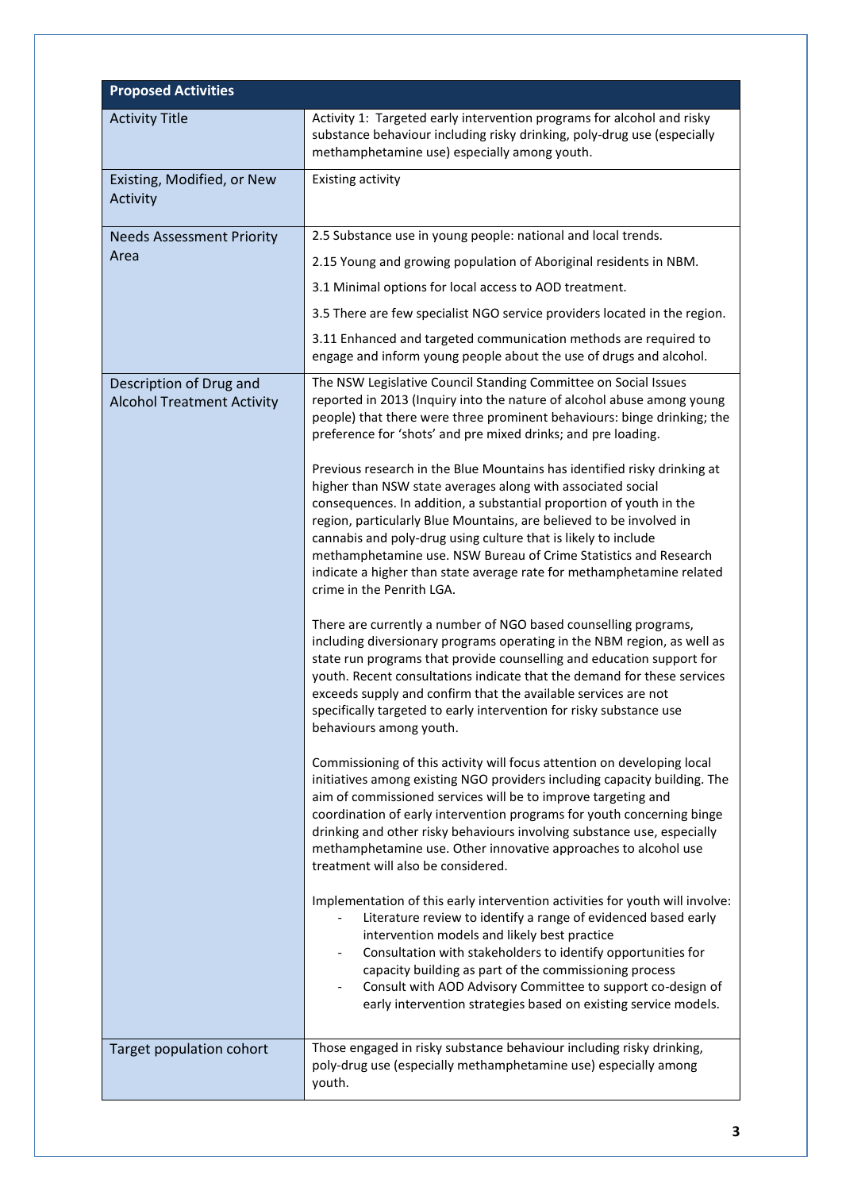| Proposed Activities | |
|---|---|
| Activity Title | Activity 1: Targeted early intervention programs for alcohol and risky substance behaviour including risky drinking, poly-drug use (especially methamphetamine use) especially among youth. |
| Existing, Modified, or New Activity | Existing activity |
| Needs Assessment Priority Area | 2.5 Substance use in young people: national and local trends.<br>2.15 Young and growing population of Aboriginal residents in NBM.<br>3.1 Minimal options for local access to AOD treatment.<br>3.5 There are few specialist NGO service providers located in the region.<br>3.11 Enhanced and targeted communication methods are required to engage and inform young people about the use of drugs and alcohol. |
| Description of Drug and Alcohol Treatment Activity | The NSW Legislative Council Standing Committee on Social Issues reported in 2013 (Inquiry into the nature of alcohol abuse among young people) that there were three prominent behaviours: binge drinking; the preference for 'shots' and pre mixed drinks; and pre loading.<br><br>Previous research in the Blue Mountains has identified risky drinking at higher than NSW state averages along with associated social consequences. In addition, a substantial proportion of youth in the region, particularly Blue Mountains, are believed to be involved in cannabis and poly-drug using culture that is likely to include methamphetamine use. NSW Bureau of Crime Statistics and Research indicate a higher than state average rate for methamphetamine related crime in the Penrith LGA.<br><br>There are currently a number of NGO based counselling programs, including diversionary programs operating in the NBM region, as well as state run programs that provide counselling and education support for youth. Recent consultations indicate that the demand for these services exceeds supply and confirm that the available services are not specifically targeted to early intervention for risky substance use behaviours among youth.<br><br>Commissioning of this activity will focus attention on developing local initiatives among existing NGO providers including capacity building. The aim of commissioned services will be to improve targeting and coordination of early intervention programs for youth concerning binge drinking and other risky behaviours involving substance use, especially methamphetamine use. Other innovative approaches to alcohol use treatment will also be considered.<br><br>Implementation of this early intervention activities for youth will involve:<br>- Literature review to identify a range of evidenced based early intervention models and likely best practice<br>- Consultation with stakeholders to identify opportunities for capacity building as part of the commissioning process<br>- Consult with AOD Advisory Committee to support co-design of early intervention strategies based on existing service models. |
| Target population cohort | Those engaged in risky substance behaviour including risky drinking, poly-drug use (especially methamphetamine use) especially among youth. |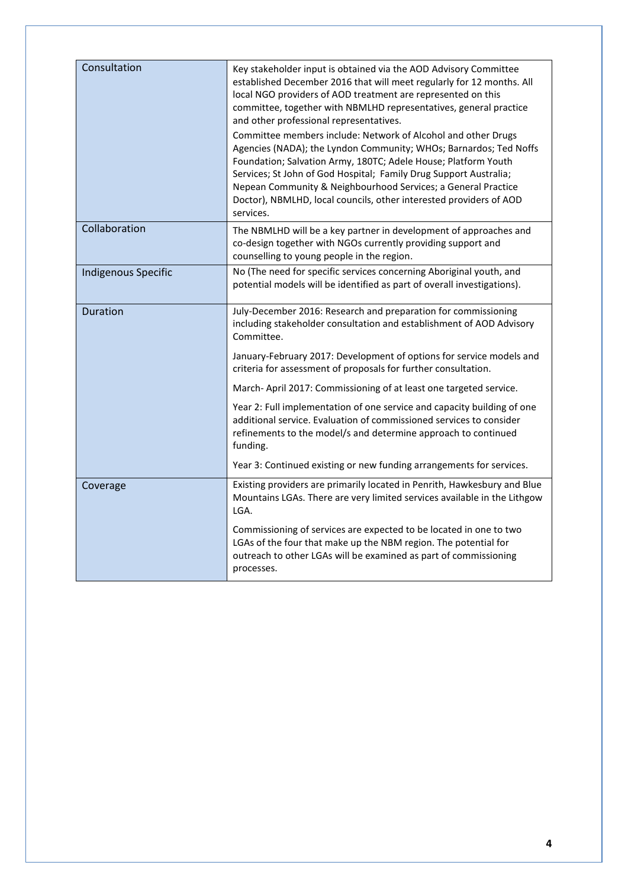| | |
|---|---|
| Consultation | Key stakeholder input is obtained via the AOD Advisory Committee established December 2016 that will meet regularly for 12 months. All local NGO providers of AOD treatment are represented on this committee, together with NBMLHD representatives, general practice and other professional representatives.<br><br>Committee members include: Network of Alcohol and other Drugs Agencies (NADA); the Lyndon Community; WHOs; Barnardos; Ted Noffs Foundation; Salvation Army, 180TC; Adele House; Platform Youth Services; St John of God Hospital; Family Drug Support Australia; Nepean Community & Neighbourhood Services; a General Practice Doctor), NBMLHD, local councils, other interested providers of AOD services. |
| Collaboration | The NBMLHD will be a key partner in development of approaches and co-design together with NGOs currently providing support and counselling to young people in the region. |
| Indigenous Specific | No (The need for specific services concerning Aboriginal youth, and potential models will be identified as part of overall investigations). |
| Duration | July-December 2016: Research and preparation for commissioning including stakeholder consultation and establishment of AOD Advisory Committee.<br><br>January-February 2017: Development of options for service models and criteria for assessment of proposals for further consultation.<br><br>March- April 2017: Commissioning of at least one targeted service.<br><br>Year 2: Full implementation of one service and capacity building of one additional service. Evaluation of commissioned services to consider refinements to the model/s and determine approach to continued funding.<br><br>Year 3: Continued existing or new funding arrangements for services. |
| Coverage | Existing providers are primarily located in Penrith, Hawkesbury and Blue Mountains LGAs. There are very limited services available in the Lithgow LGA.<br><br>Commissioning of services are expected to be located in one to two LGAs of the four that make up the NBM region. The potential for outreach to other LGAs will be examined as part of commissioning processes. |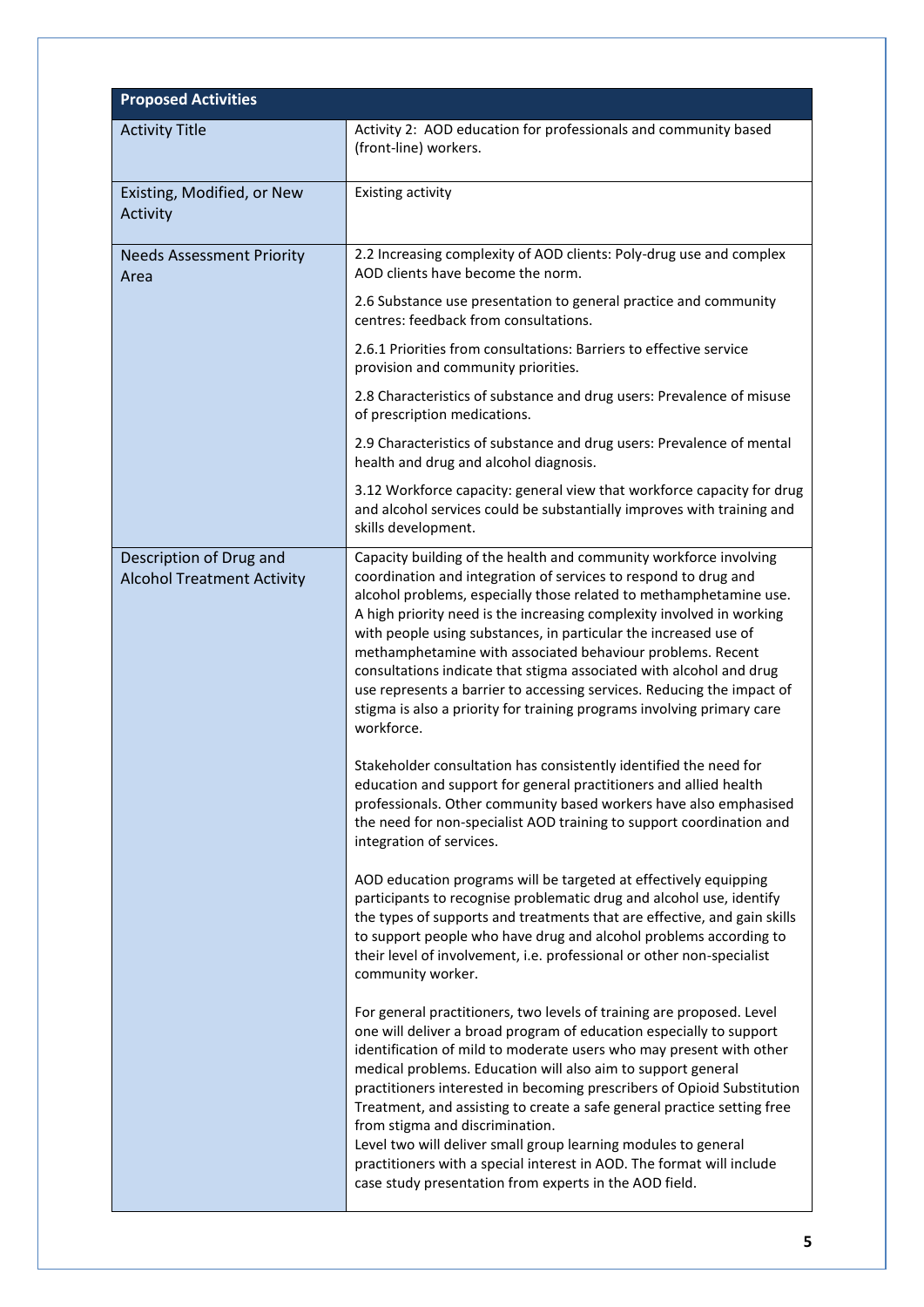| Proposed Activities | |
|---|---|
| Activity Title | Activity 2: AOD education for professionals and community based (front-line) workers. |
| Existing, Modified, or New Activity | Existing activity |
| Needs Assessment Priority Area | 2.2 Increasing complexity of AOD clients: Poly-drug use and complex AOD clients have become the norm.<br><br>2.6 Substance use presentation to general practice and community centres: feedback from consultations.<br><br>2.6.1 Priorities from consultations: Barriers to effective service provision and community priorities.<br><br>2.8 Characteristics of substance and drug users: Prevalence of misuse of prescription medications.<br><br>2.9 Characteristics of substance and drug users: Prevalence of mental health and drug and alcohol diagnosis.<br><br>3.12 Workforce capacity: general view that workforce capacity for drug and alcohol services could be substantially improves with training and skills development. |
| Description of Drug and Alcohol Treatment Activity | Capacity building of the health and community workforce involving coordination and integration of services to respond to drug and alcohol problems, especially those related to methamphetamine use. A high priority need is the increasing complexity involved in working with people using substances, in particular the increased use of methamphetamine with associated behaviour problems. Recent consultations indicate that stigma associated with alcohol and drug use represents a barrier to accessing services. Reducing the impact of stigma is also a priority for training programs involving primary care workforce.<br><br>Stakeholder consultation has consistently identified the need for education and support for general practitioners and allied health professionals. Other community based workers have also emphasised the need for non-specialist AOD training to support coordination and integration of services.<br><br>AOD education programs will be targeted at effectively equipping participants to recognise problematic drug and alcohol use, identify the types of supports and treatments that are effective, and gain skills to support people who have drug and alcohol problems according to their level of involvement, i.e. professional or other non-specialist community worker.<br><br>For general practitioners, two levels of training are proposed. Level one will deliver a broad program of education especially to support identification of mild to moderate users who may present with other medical problems. Education will also aim to support general practitioners interested in becoming prescribers of Opioid Substitution Treatment, and assisting to create a safe general practice setting free from stigma and discrimination.<br>Level two will deliver small group learning modules to general practitioners with a special interest in AOD. The format will include case study presentation from experts in the AOD field. |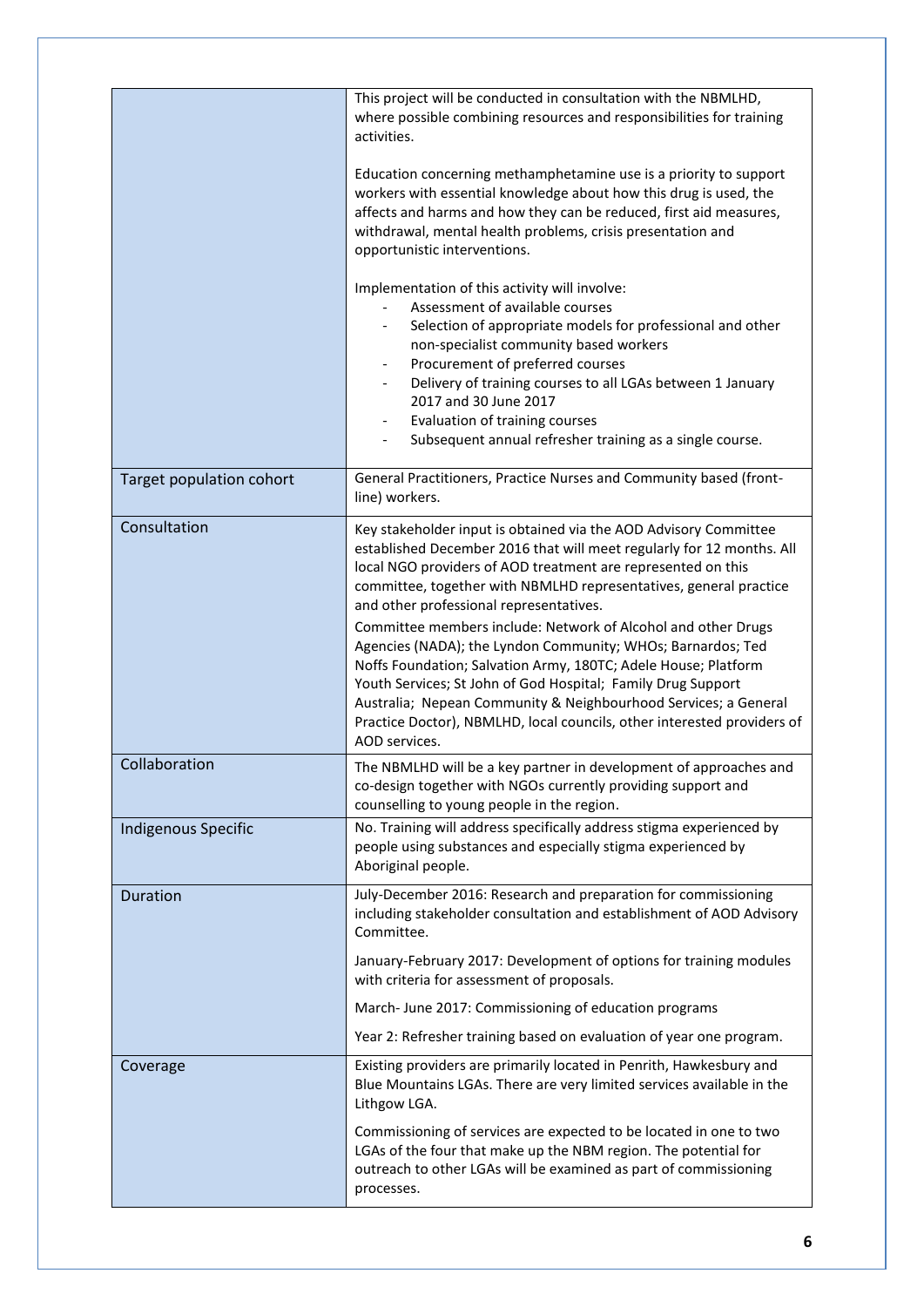| | |
|---|---|
| | This project will be conducted in consultation with the NBMLHD, where possible combining resources and responsibilities for training activities.<br><br>Education concerning methamphetamine use is a priority to support workers with essential knowledge about how this drug is used, the affects and harms and how they can be reduced, first aid measures, withdrawal, mental health problems, crisis presentation and opportunistic interventions.<br><br>Implementation of this activity will involve:<br>- Assessment of available courses<br>- Selection of appropriate models for professional and other non-specialist community based workers<br>- Procurement of preferred courses<br>- Delivery of training courses to all LGAs between 1 January 2017 and 30 June 2017<br>- Evaluation of training courses<br>- Subsequent annual refresher training as a single course. |
| Target population cohort | General Practitioners, Practice Nurses and Community based (front-line) workers. |
| Consultation | Key stakeholder input is obtained via the AOD Advisory Committee established December 2016 that will meet regularly for 12 months. All local NGO providers of AOD treatment are represented on this committee, together with NBMLHD representatives, general practice and other professional representatives.<br>Committee members include: Network of Alcohol and other Drugs Agencies (NADA); the Lyndon Community; WHOs; Barnardos; Ted Noffs Foundation; Salvation Army, 180TC; Adele House; Platform Youth Services; St John of God Hospital; Family Drug Support Australia; Nepean Community & Neighbourhood Services; a General Practice Doctor), NBMLHD, local councils, other interested providers of AOD services. |
| Collaboration | The NBMLHD will be a key partner in development of approaches and co-design together with NGOs currently providing support and counselling to young people in the region. |
| Indigenous Specific | No. Training will address specifically address stigma experienced by people using substances and especially stigma experienced by Aboriginal people. |
| Duration | July-December 2016: Research and preparation for commissioning including stakeholder consultation and establishment of AOD Advisory Committee.<br><br>January-February 2017: Development of options for training modules with criteria for assessment of proposals.<br><br>March- June 2017: Commissioning of education programs<br><br>Year 2: Refresher training based on evaluation of year one program. |
| Coverage | Existing providers are primarily located in Penrith, Hawkesbury and Blue Mountains LGAs. There are very limited services available in the Lithgow LGA.<br><br>Commissioning of services are expected to be located in one to two LGAs of the four that make up the NBM region. The potential for outreach to other LGAs will be examined as part of commissioning processes. |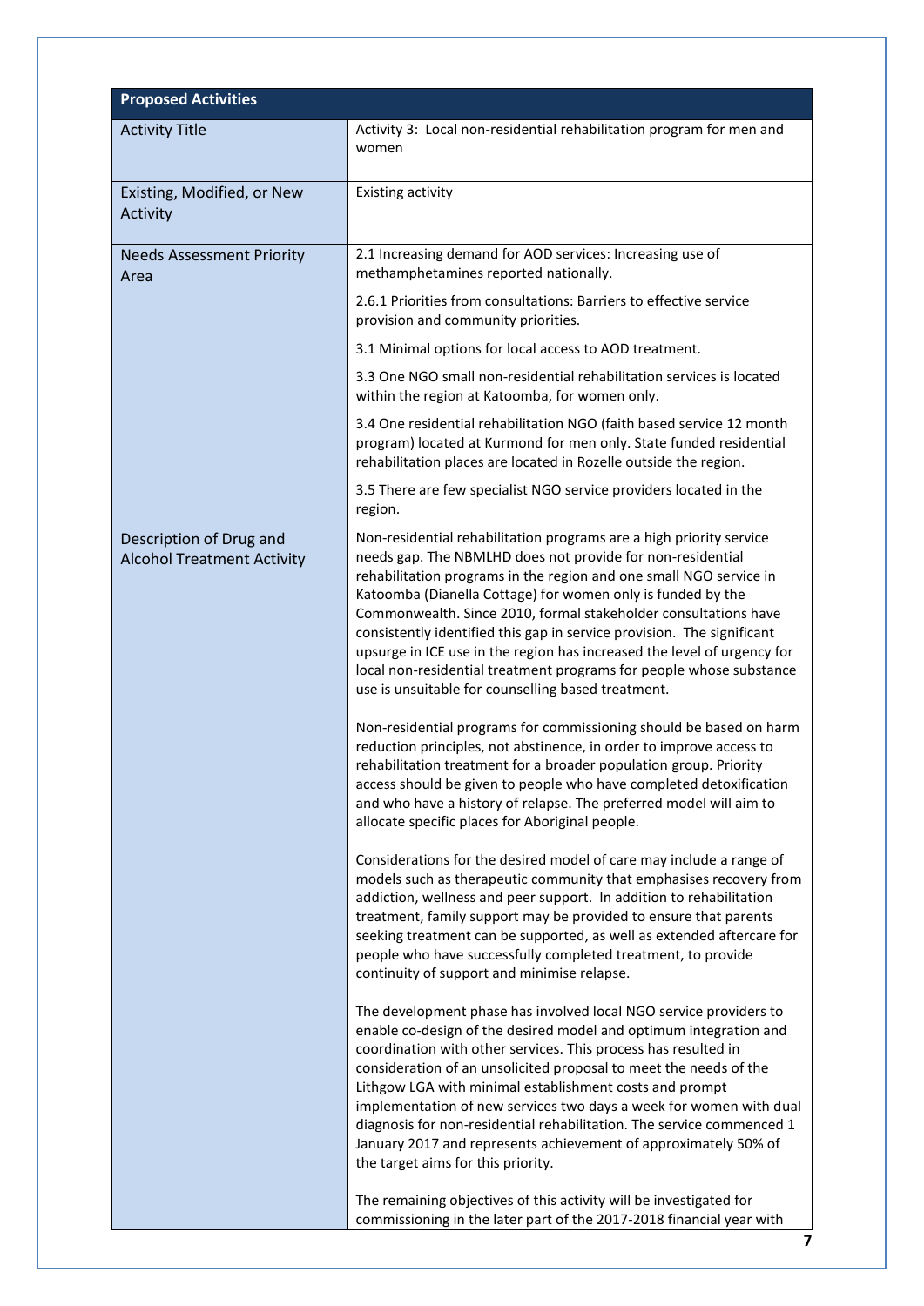| Proposed Activities | |
|---|---|
| Activity Title | Activity 3: Local non-residential rehabilitation program for men and women |
| Existing, Modified, or New Activity | Existing activity |
| Needs Assessment Priority Area | 2.1 Increasing demand for AOD services: Increasing use of methamphetamines reported nationally.<br><br>2.6.1 Priorities from consultations: Barriers to effective service provision and community priorities.<br><br>3.1 Minimal options for local access to AOD treatment.<br><br>3.3 One NGO small non-residential rehabilitation services is located within the region at Katoomba, for women only.<br><br>3.4 One residential rehabilitation NGO (faith based service 12 month program) located at Kurmond for men only. State funded residential rehabilitation places are located in Rozelle outside the region.<br><br>3.5 There are few specialist NGO service providers located in the region. |
| Description of Drug and Alcohol Treatment Activity | Non-residential rehabilitation programs are a high priority service needs gap. The NBMLHD does not provide for non-residential rehabilitation programs in the region and one small NGO service in Katoomba (Dianella Cottage) for women only is funded by the Commonwealth. Since 2010, formal stakeholder consultations have consistently identified this gap in service provision. The significant upsurge in ICE use in the region has increased the level of urgency for local non-residential treatment programs for people whose substance use is unsuitable for counselling based treatment.<br><br>Non-residential programs for commissioning should be based on harm reduction principles, not abstinence, in order to improve access to rehabilitation treatment for a broader population group. Priority access should be given to people who have completed detoxification and who have a history of relapse. The preferred model will aim to allocate specific places for Aboriginal people.<br><br>Considerations for the desired model of care may include a range of models such as therapeutic community that emphasises recovery from addiction, wellness and peer support. In addition to rehabilitation treatment, family support may be provided to ensure that parents seeking treatment can be supported, as well as extended aftercare for people who have successfully completed treatment, to provide continuity of support and minimise relapse.<br><br>The development phase has involved local NGO service providers to enable co-design of the desired model and optimum integration and coordination with other services. This process has resulted in consideration of an unsolicited proposal to meet the needs of the Lithgow LGA with minimal establishment costs and prompt implementation of new services two days a week for women with dual diagnosis for non-residential rehabilitation. The service commenced 1 January 2017 and represents achievement of approximately 50% of the target aims for this priority.<br><br>The remaining objectives of this activity will be investigated for commissioning in the later part of the 2017-2018 financial year with |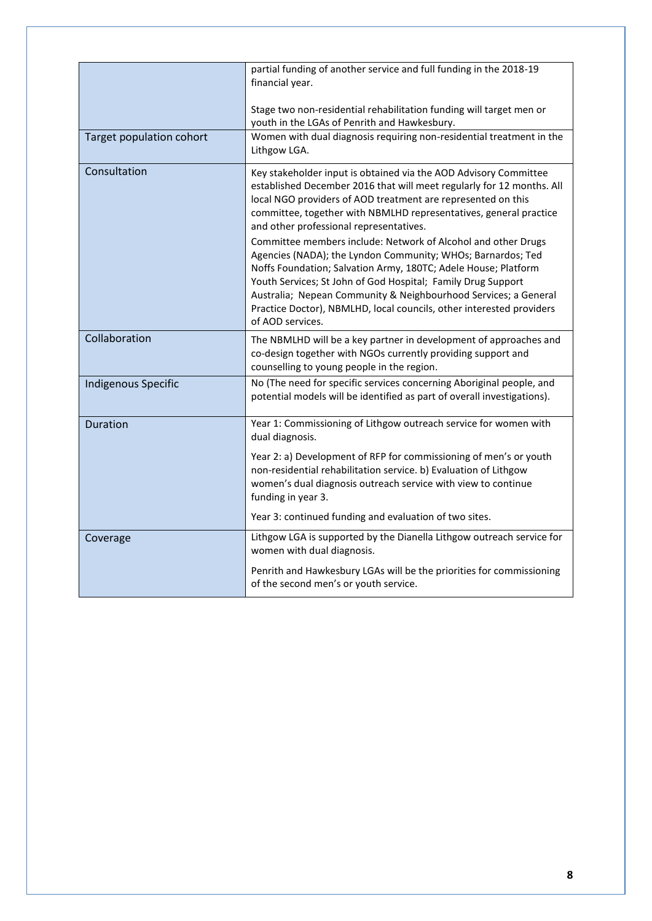| | |
|---|---|
| | partial funding of another service and full funding in the 2018-19 financial year.<br><br>Stage two non-residential rehabilitation funding will target men or youth in the LGAs of Penrith and Hawkesbury. |
| Target population cohort | Women with dual diagnosis requiring non-residential treatment in the Lithgow LGA. |
| Consultation | Key stakeholder input is obtained via the AOD Advisory Committee established December 2016 that will meet regularly for 12 months. All local NGO providers of AOD treatment are represented on this committee, together with NBMLHD representatives, general practice and other professional representatives.<br><br>Committee members include: Network of Alcohol and other Drugs Agencies (NADA); the Lyndon Community; WHOs; Barnardos; Ted Noffs Foundation; Salvation Army, 180TC; Adele House; Platform Youth Services; St John of God Hospital; Family Drug Support Australia; Nepean Community & Neighbourhood Services; a General Practice Doctor), NBMLHD, local councils, other interested providers of AOD services. |
| Collaboration | The NBMLHD will be a key partner in development of approaches and co-design together with NGOs currently providing support and counselling to young people in the region. |
| Indigenous Specific | No (The need for specific services concerning Aboriginal people, and potential models will be identified as part of overall investigations). |
| Duration | Year 1: Commissioning of Lithgow outreach service for women with dual diagnosis.<br><br>Year 2: a) Development of RFP for commissioning of men's or youth non-residential rehabilitation service. b) Evaluation of Lithgow women's dual diagnosis outreach service with view to continue funding in year 3.<br><br>Year 3: continued funding and evaluation of two sites. |
| Coverage | Lithgow LGA is supported by the Dianella Lithgow outreach service for women with dual diagnosis.<br><br>Penrith and Hawkesbury LGAs will be the priorities for commissioning of the second men's or youth service. |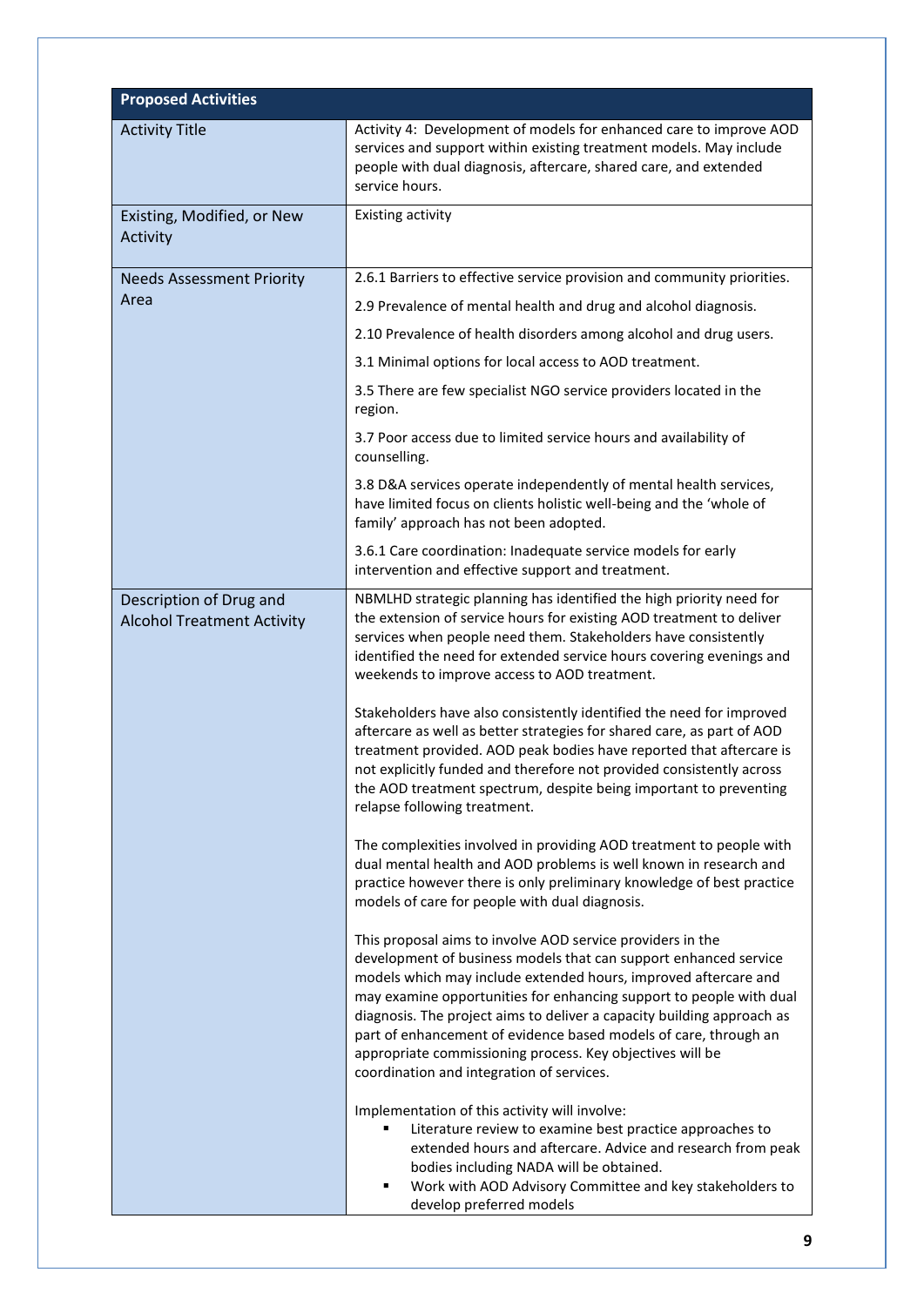| Proposed Activities | |
|---|---|
| Activity Title | Activity 4: Development of models for enhanced care to improve AOD services and support within existing treatment models. May include people with dual diagnosis, aftercare, shared care, and extended service hours. |
| Existing, Modified, or New Activity | Existing activity |
| Needs Assessment Priority Area | 2.6.1 Barriers to effective service provision and community priorities.<br><br>2.9 Prevalence of mental health and drug and alcohol diagnosis.<br><br>2.10 Prevalence of health disorders among alcohol and drug users.<br><br>3.1 Minimal options for local access to AOD treatment.<br><br>3.5 There are few specialist NGO service providers located in the region.<br><br>3.7 Poor access due to limited service hours and availability of counselling.<br><br>3.8 D&A services operate independently of mental health services, have limited focus on clients holistic well-being and the 'whole of family' approach has not been adopted.<br><br>3.6.1 Care coordination: Inadequate service models for early intervention and effective support and treatment. |
| Description of Drug and Alcohol Treatment Activity | NBMLHD strategic planning has identified the high priority need for the extension of service hours for existing AOD treatment to deliver services when people need them. Stakeholders have consistently identified the need for extended service hours covering evenings and weekends to improve access to AOD treatment.<br><br>Stakeholders have also consistently identified the need for improved aftercare as well as better strategies for shared care, as part of AOD treatment provided. AOD peak bodies have reported that aftercare is not explicitly funded and therefore not provided consistently across the AOD treatment spectrum, despite being important to preventing relapse following treatment.<br><br>The complexities involved in providing AOD treatment to people with dual mental health and AOD problems is well known in research and practice however there is only preliminary knowledge of best practice models of care for people with dual diagnosis.<br><br>This proposal aims to involve AOD service providers in the development of business models that can support enhanced service models which may include extended hours, improved aftercare and may examine opportunities for enhancing support to people with dual diagnosis. The project aims to deliver a capacity building approach as part of enhancement of evidence based models of care, through an appropriate commissioning process. Key objectives will be coordination and integration of services.<br><br>Implementation of this activity will involve:<br>▪ Literature review to examine best practice approaches to extended hours and aftercare. Advice and research from peak bodies including NADA will be obtained.<br>▪ Work with AOD Advisory Committee and key stakeholders to develop preferred models |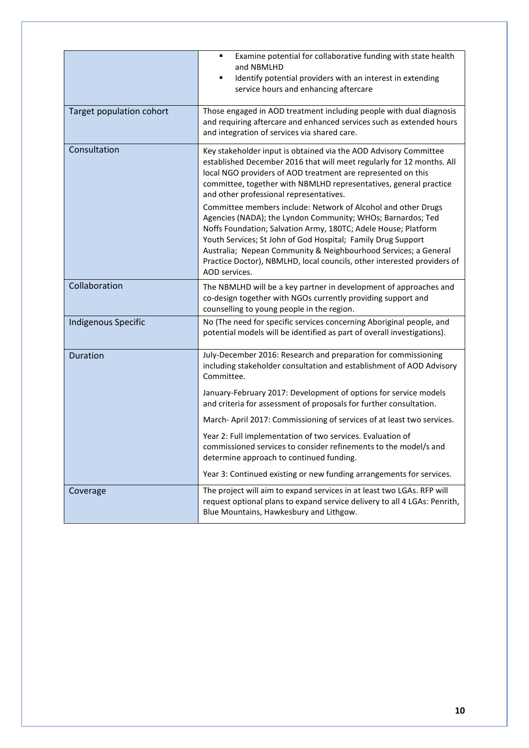| | |
|---|---|
| | ▪ Examine potential for collaborative funding with state health and NBMLHD<br>▪ Identify potential providers with an interest in extending service hours and enhancing aftercare |
| Target population cohort | Those engaged in AOD treatment including people with dual diagnosis and requiring aftercare and enhanced services such as extended hours and integration of services via shared care. |
| Consultation | Key stakeholder input is obtained via the AOD Advisory Committee established December 2016 that will meet regularly for 12 months. All local NGO providers of AOD treatment are represented on this committee, together with NBMLHD representatives, general practice and other professional representatives.<br><br>Committee members include: Network of Alcohol and other Drugs Agencies (NADA); the Lyndon Community; WHOs; Barnardos; Ted Noffs Foundation; Salvation Army, 180TC; Adele House; Platform Youth Services; St John of God Hospital; Family Drug Support Australia; Nepean Community & Neighbourhood Services; a General Practice Doctor), NBMLHD, local councils, other interested providers of AOD services. |
| Collaboration | The NBMLHD will be a key partner in development of approaches and co-design together with NGOs currently providing support and counselling to young people in the region. |
| Indigenous Specific | No (The need for specific services concerning Aboriginal people, and potential models will be identified as part of overall investigations). |
| Duration | July-December 2016: Research and preparation for commissioning including stakeholder consultation and establishment of AOD Advisory Committee.<br><br>January-February 2017: Development of options for service models and criteria for assessment of proposals for further consultation.<br><br>March- April 2017: Commissioning of services of at least two services.<br><br>Year 2: Full implementation of two services. Evaluation of commissioned services to consider refinements to the model/s and determine approach to continued funding.<br><br>Year 3: Continued existing or new funding arrangements for services. |
| Coverage | The project will aim to expand services in at least two LGAs. RFP will request optional plans to expand service delivery to all 4 LGAs: Penrith, Blue Mountains, Hawkesbury and Lithgow. |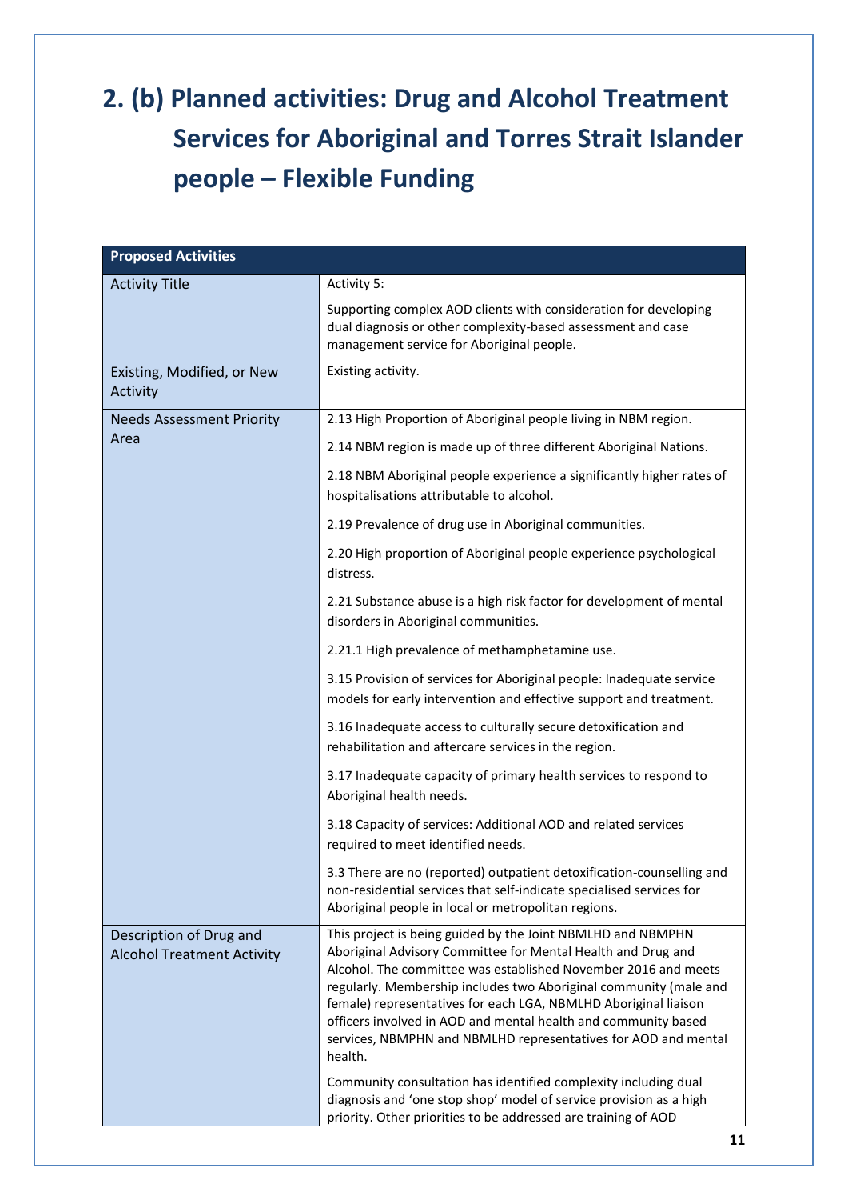# 2. (b) Planned activities: Drug and Alcohol Treatment Services for Aboriginal and Torres Strait Islander people – Flexible Funding

| Proposed Activities | |
|---|---|
| Activity Title | Activity 5:<br><br>Supporting complex AOD clients with consideration for developing dual diagnosis or other complexity-based assessment and case management service for Aboriginal people. |
| Existing, Modified, or New Activity | Existing activity. |
| Needs Assessment Priority Area | 2.13 High Proportion of Aboriginal people living in NBM region.<br><br>2.14 NBM region is made up of three different Aboriginal Nations.<br><br>2.18 NBM Aboriginal people experience a significantly higher rates of hospitalisations attributable to alcohol.<br><br>2.19 Prevalence of drug use in Aboriginal communities.<br><br>2.20 High proportion of Aboriginal people experience psychological distress.<br><br>2.21 Substance abuse is a high risk factor for development of mental disorders in Aboriginal communities.<br><br>2.21.1 High prevalence of methamphetamine use.<br><br>3.15 Provision of services for Aboriginal people: Inadequate service models for early intervention and effective support and treatment.<br><br>3.16 Inadequate access to culturally secure detoxification and rehabilitation and aftercare services in the region.<br><br>3.17 Inadequate capacity of primary health services to respond to Aboriginal health needs.<br><br>3.18 Capacity of services: Additional AOD and related services required to meet identified needs.<br><br>3.3 There are no (reported) outpatient detoxification-counselling and non-residential services that self-indicate specialised services for Aboriginal people in local or metropolitan regions. |
| Description of Drug and Alcohol Treatment Activity | This project is being guided by the Joint NBMLHD and NBMPHN Aboriginal Advisory Committee for Mental Health and Drug and Alcohol. The committee was established November 2016 and meets regularly. Membership includes two Aboriginal community (male and female) representatives for each LGA, NBMLHD Aboriginal liaison officers involved in AOD and mental health and community based services, NBMPHN and NBMLHD representatives for AOD and mental health.<br><br>Community consultation has identified complexity including dual diagnosis and 'one stop shop' model of service provision as a high priority. Other priorities to be addressed are training of AOD |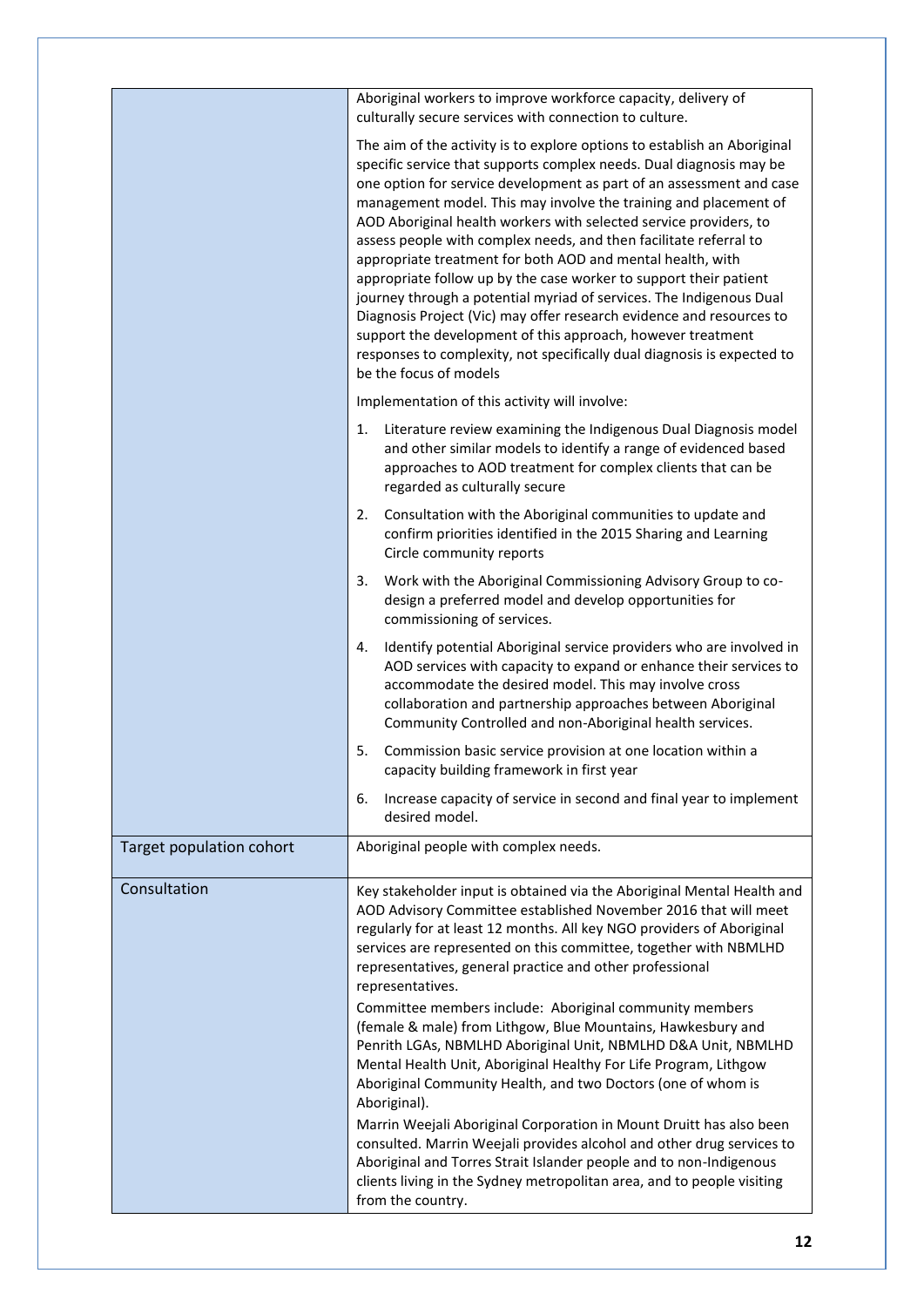| | |
|---|---|
| | Aboriginal workers to improve workforce capacity, delivery of culturally secure services with connection to culture.<br><br>The aim of the activity is to explore options to establish an Aboriginal specific service that supports complex needs. Dual diagnosis may be one option for service development as part of an assessment and case management model. This may involve the training and placement of AOD Aboriginal health workers with selected service providers, to assess people with complex needs, and then facilitate referral to appropriate treatment for both AOD and mental health, with appropriate follow up by the case worker to support their patient journey through a potential myriad of services. The Indigenous Dual Diagnosis Project (Vic) may offer research evidence and resources to support the development of this approach, however treatment responses to complexity, not specifically dual diagnosis is expected to be the focus of models<br><br>Implementation of this activity will involve:<br><br>1. Literature review examining the Indigenous Dual Diagnosis model and other similar models to identify a range of evidenced based approaches to AOD treatment for complex clients that can be regarded as culturally secure<br>2. Consultation with the Aboriginal communities to update and confirm priorities identified in the 2015 Sharing and Learning Circle community reports<br>3. Work with the Aboriginal Commissioning Advisory Group to co-design a preferred model and develop opportunities for commissioning of services.<br>4. Identify potential Aboriginal service providers who are involved in AOD services with capacity to expand or enhance their services to accommodate the desired model. This may involve cross collaboration and partnership approaches between Aboriginal Community Controlled and non-Aboriginal health services.<br>5. Commission basic service provision at one location within a capacity building framework in first year<br>6. Increase capacity of service in second and final year to implement desired model. |
| Target population cohort | Aboriginal people with complex needs. |
| Consultation | Key stakeholder input is obtained via the Aboriginal Mental Health and AOD Advisory Committee established November 2016 that will meet regularly for at least 12 months. All key NGO providers of Aboriginal services are represented on this committee, together with NBMLHD representatives, general practice and other professional representatives.<br><br>Committee members include: Aboriginal community members (female & male) from Lithgow, Blue Mountains, Hawkesbury and Penrith LGAs, NBMLHD Aboriginal Unit, NBMLHD D&A Unit, NBMLHD Mental Health Unit, Aboriginal Healthy For Life Program, Lithgow Aboriginal Community Health, and two Doctors (one of whom is Aboriginal).<br><br>Marrin Weejali Aboriginal Corporation in Mount Druitt has also been consulted. Marrin Weejali provides alcohol and other drug services to Aboriginal and Torres Strait Islander people and to non-Indigenous clients living in the Sydney metropolitan area, and to people visiting from the country. |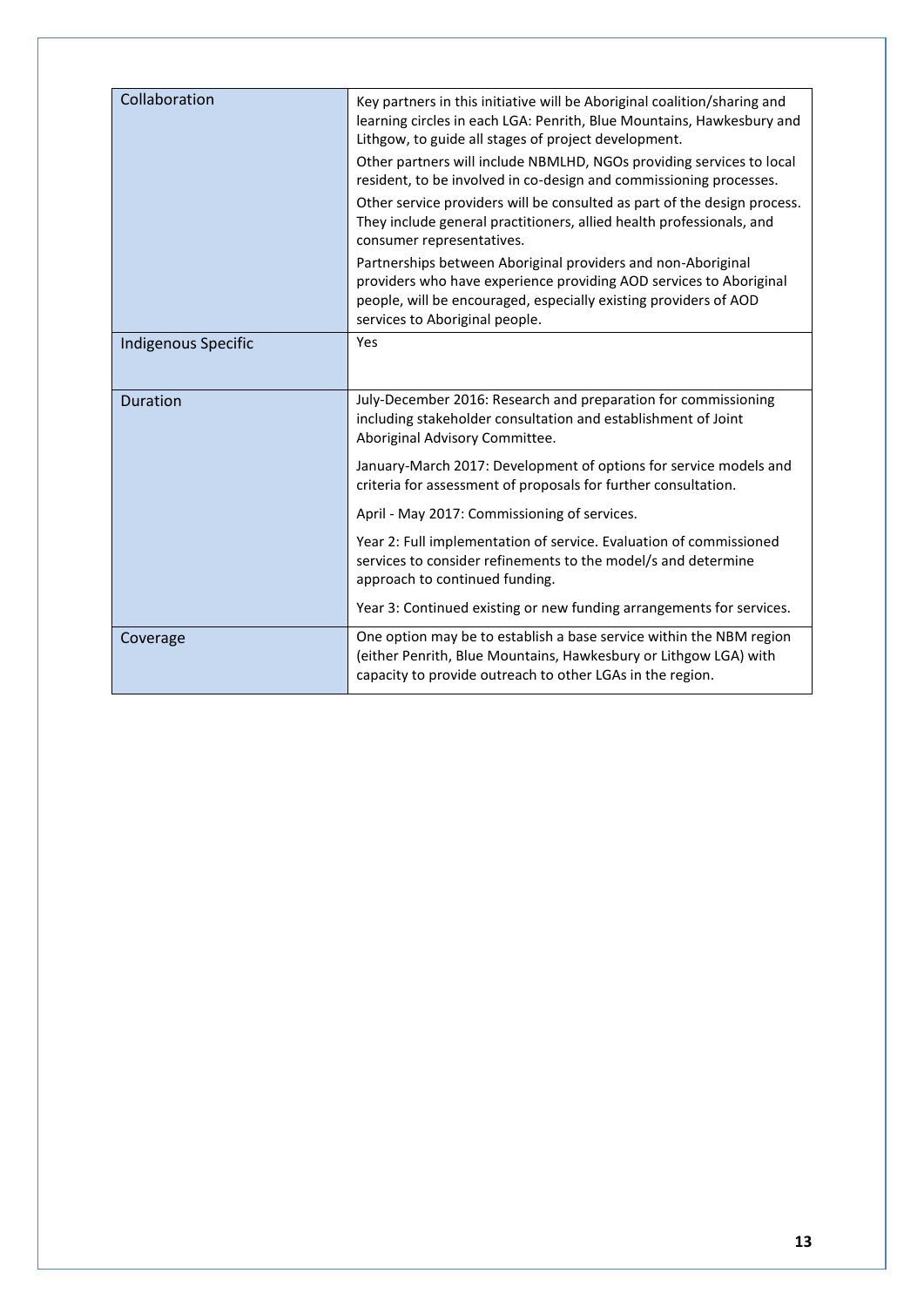| | |
|---|---|
| Collaboration | Key partners in this initiative will be Aboriginal coalition/sharing and learning circles in each LGA: Penrith, Blue Mountains, Hawkesbury and Lithgow, to guide all stages of project development.<br><br>Other partners will include NBMLHD, NGOs providing services to local resident, to be involved in co-design and commissioning processes.<br><br>Other service providers will be consulted as part of the design process. They include general practitioners, allied health professionals, and consumer representatives.<br><br>Partnerships between Aboriginal providers and non-Aboriginal providers who have experience providing AOD services to Aboriginal people, will be encouraged, especially existing providers of AOD services to Aboriginal people. |
| Indigenous Specific | Yes |
| Duration | July-December 2016: Research and preparation for commissioning including stakeholder consultation and establishment of Joint Aboriginal Advisory Committee.<br><br>January-March 2017: Development of options for service models and criteria for assessment of proposals for further consultation.<br><br>April - May 2017: Commissioning of services.<br><br>Year 2: Full implementation of service. Evaluation of commissioned services to consider refinements to the model/s and determine approach to continued funding.<br><br>Year 3: Continued existing or new funding arrangements for services. |
| Coverage | One option may be to establish a base service within the NBM region (either Penrith, Blue Mountains, Hawkesbury or Lithgow LGA) with capacity to provide outreach to other LGAs in the region. |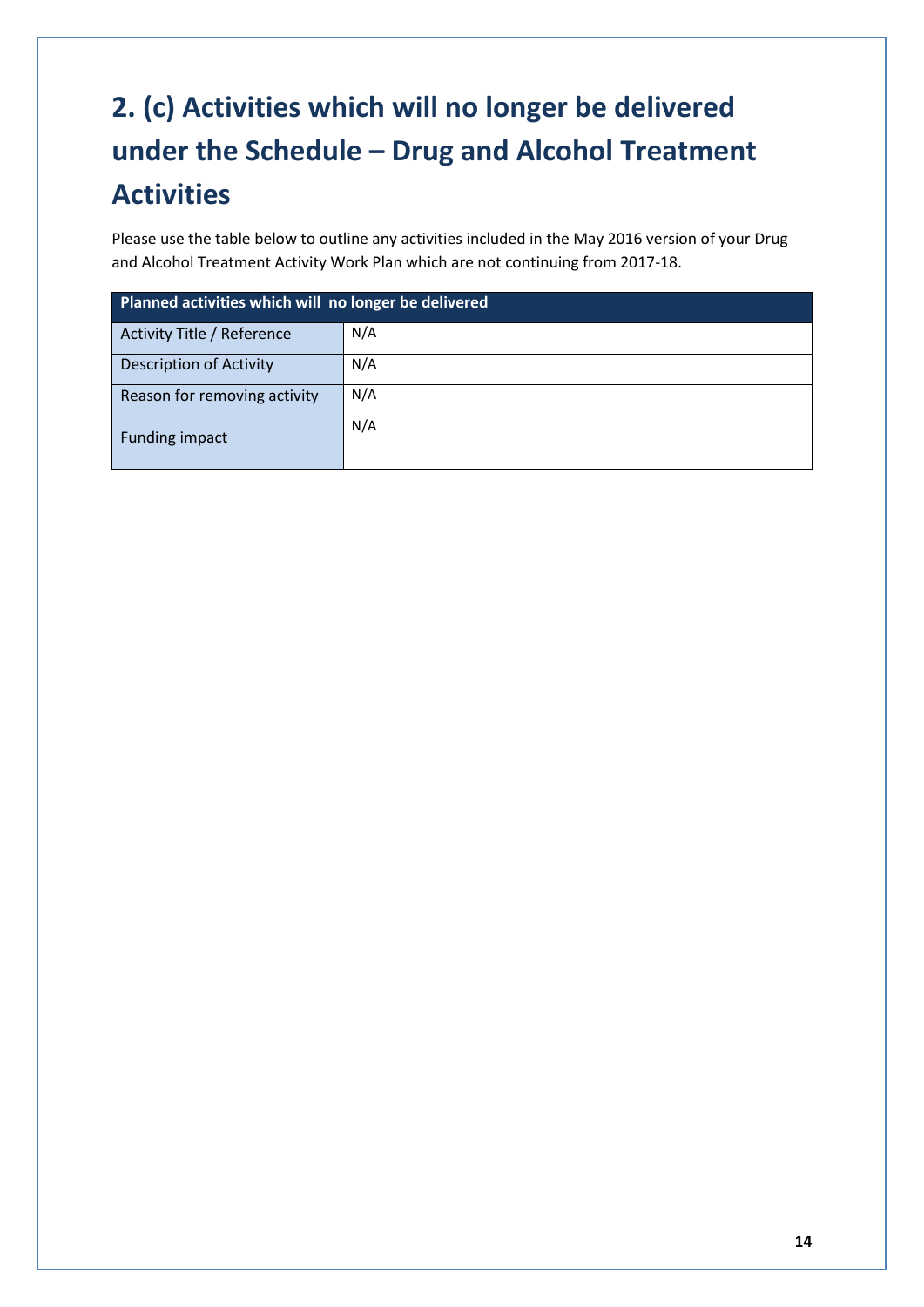# 2. (c) Activities which will no longer be delivered under the Schedule – Drug and Alcohol Treatment Activities

Please use the table below to outline any activities included in the May 2016 version of your Drug and Alcohol Treatment Activity Work Plan which are not continuing from 2017-18.

| Planned activities which will no longer be delivered | |
|---|---|
| Activity Title / Reference | N/A |
| Description of Activity | N/A |
| Reason for removing activity | N/A |
| Funding impact | N/A |